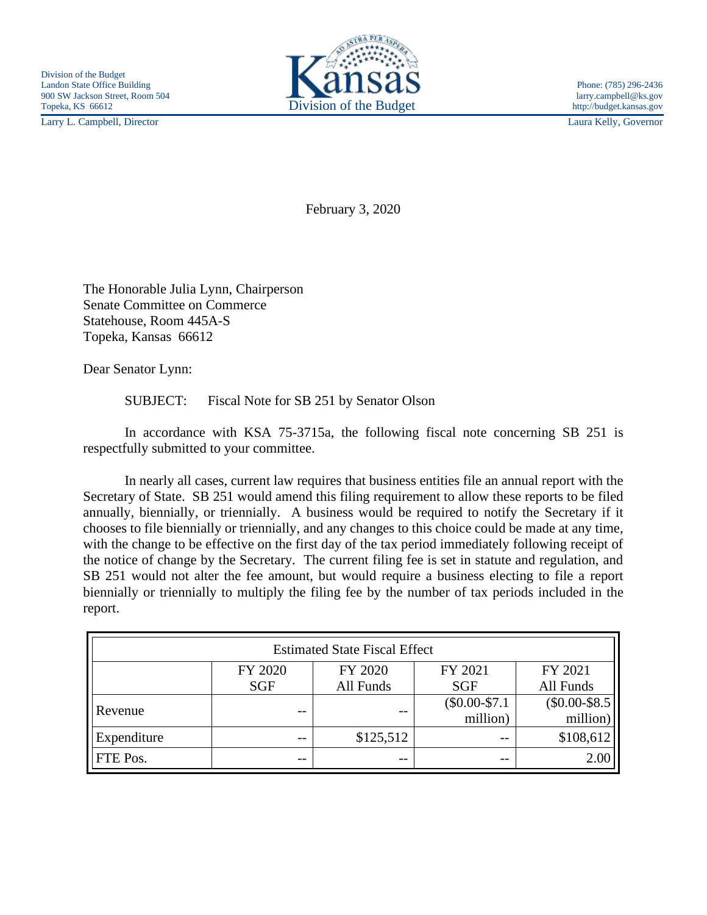Division of the Budget
Landon State Office Building
900 SW Jackson Street, Room 504
Topeka, KS 66612
Larry L. Campbell, Director

Kansas Division of the Budget

Phone: (785) 296-2436
larry.campbell@ks.gov
http://budget.kansas.gov
Laura Kelly, Governor

February 3, 2020

The Honorable Julia Lynn, Chairperson
Senate Committee on Commerce
Statehouse, Room 445A-S
Topeka, Kansas 66612

Dear Senator Lynn:

SUBJECT: Fiscal Note for SB 251 by Senator Olson

In accordance with KSA 75-3715a, the following fiscal note concerning SB 251 is respectfully submitted to your committee.

In nearly all cases, current law requires that business entities file an annual report with the Secretary of State. SB 251 would amend this filing requirement to allow these reports to be filed annually, biennially, or triennially. A business would be required to notify the Secretary if it chooses to file biennially or triennially, and any changes to this choice could be made at any time, with the change to be effective on the first day of the tax period immediately following receipt of the notice of change by the Secretary. The current filing fee is set in statute and regulation, and SB 251 would not alter the fee amount, but would require a business electing to file a report biennially or triennially to multiply the filing fee by the number of tax periods included in the report.

| Estimated State Fiscal Effect | | | | |
|---|---|---|---|---|
| | FY 2020 SGF | FY 2020 All Funds | FY 2021 SGF | FY 2021 All Funds |
| Revenue | -- | -- | ($0.00-$7.1 million) | ($0.00-$8.5 million) |
| Expenditure | -- | $125,512 | -- | $108,612 |
| FTE Pos. | -- | -- | -- | 2.00 |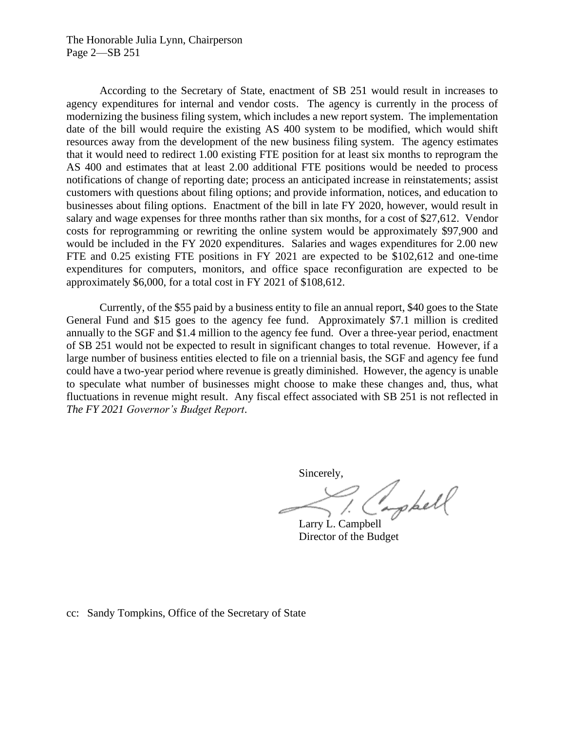According to the Secretary of State, enactment of SB 251 would result in increases to agency expenditures for internal and vendor costs. The agency is currently in the process of modernizing the business filing system, which includes a new report system. The implementation date of the bill would require the existing AS 400 system to be modified, which would shift resources away from the development of the new business filing system. The agency estimates that it would need to redirect 1.00 existing FTE position for at least six months to reprogram the AS 400 and estimates that at least 2.00 additional FTE positions would be needed to process notifications of change of reporting date; process an anticipated increase in reinstatements; assist customers with questions about filing options; and provide information, notices, and education to businesses about filing options. Enactment of the bill in late FY 2020, however, would result in salary and wage expenses for three months rather than six months, for a cost of $27,612. Vendor costs for reprogramming or rewriting the online system would be approximately $97,900 and would be included in the FY 2020 expenditures. Salaries and wages expenditures for 2.00 new FTE and 0.25 existing FTE positions in FY 2021 are expected to be $102,612 and one-time expenditures for computers, monitors, and office space reconfiguration are expected to be approximately $6,000, for a total cost in FY 2021 of $108,612.

Currently, of the $55 paid by a business entity to file an annual report, $40 goes to the State General Fund and $15 goes to the agency fee fund. Approximately $7.1 million is credited annually to the SGF and $1.4 million to the agency fee fund. Over a three-year period, enactment of SB 251 would not be expected to result in significant changes to total revenue. However, if a large number of business entities elected to file on a triennial basis, the SGF and agency fee fund could have a two-year period where revenue is greatly diminished. However, the agency is unable to speculate what number of businesses might choose to make these changes and, thus, what fluctuations in revenue might result. Any fiscal effect associated with SB 251 is not reflected in *The FY 2021 Governor's Budget Report*.

Sincerely,

Larry L. Campbell
Director of the Budget

cc: Sandy Tompkins, Office of the Secretary of State